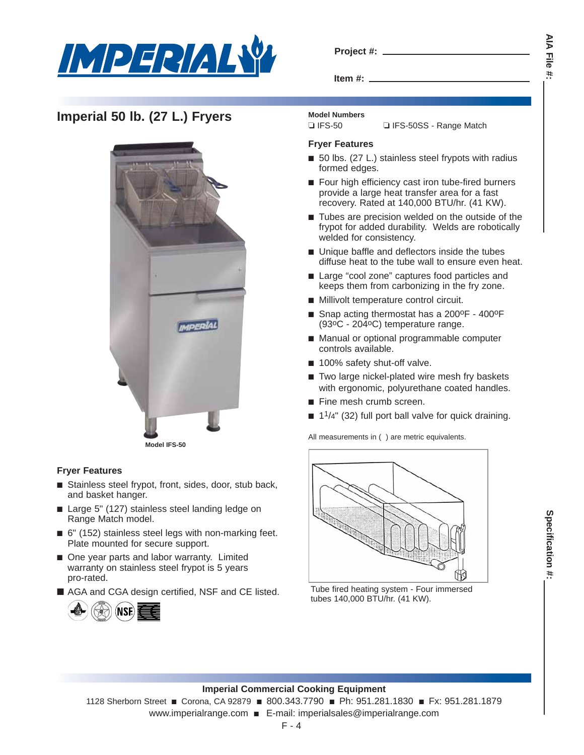Project #: ______________________

Item #: ______________________

AIA File #: ______________________

# Imperial 50 lb. (27 L.) Fryers

Model IFS-50

**Model Numbers**

❑ IFS-50 ❑ IFS-50SS - Range Match

## Fryer Features

- 50 lbs. (27 L.) stainless steel frypots with radius formed edges.
- Four high efficiency cast iron tube-fired burners provide a large heat transfer area for a fast recovery. Rated at 140,000 BTU/hr. (41 KW).
- Tubes are precision welded on the outside of the frypot for added durability. Welds are robotically welded for consistency.
- Unique baffle and deflectors inside the tubes diffuse heat to the tube wall to ensure even heat.
- Large "cool zone" captures food particles and keeps them from carbonizing in the fry zone.
- Millivolt temperature control circuit.
- Snap acting thermostat has a 200ºF - 400ºF (93ºC - 204ºC) temperature range.
- Manual or optional programmable computer controls available.
- 100% safety shut-off valve.
- Two large nickel-plated wire mesh fry baskets with ergonomic, polyurethane coated handles.
- Fine mesh crumb screen.
- $1^1/_4$" (32) full port ball valve for quick draining.

All measurements in ( ) are metric equivalents.

Tube fired heating system - Four immersed tubes 140,000 BTU/hr. (41 KW).

## Fryer Features

- Stainless steel frypot, front, sides, door, stub back, and basket hanger.
- Large 5" (127) stainless steel landing ledge on Range Match model.
- 6" (152) stainless steel legs with non-marking feet. Plate mounted for secure support.
- One year parts and labor warranty. Limited warranty on stainless steel frypot is 5 years pro-rated.
- AGA and CGA design certified, NSF and CE listed.

Specification #: ______________________

**Imperial Commercial Cooking Equipment**

1128 Sherborn Street ■ Corona, CA 92879 ■ 800.343.7790 ■ Ph: 951.281.1830 ■ Fx: 951.281.1879

www.imperialrange.com ■ E-mail: imperialsales@imperialrange.com

F - 4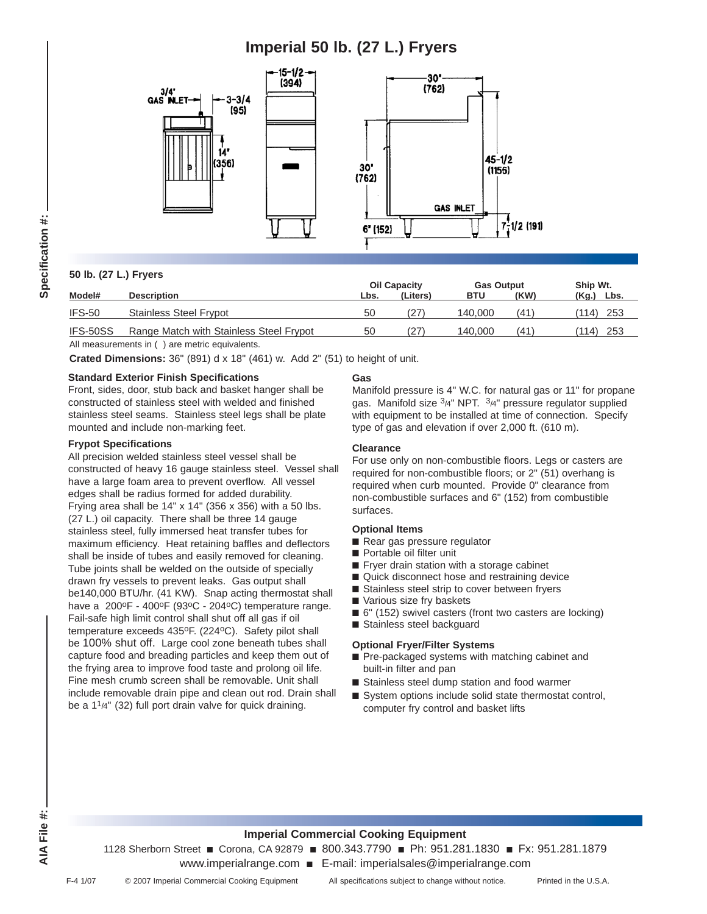# Imperial 50 lb. (27 L.) Fryers

3/4" GAS INLET
3-3/4 (95)
14" (356)
15-1/2 (394)
30" (762)
30" (762)
45-1/2 (1156)
GAS INLET
6" (152)
7-1/2 (191)

## 50 lb. (27 L.) Fryers

| Model# | Description | Oil Capacity Lbs. | (Liters) | Gas Output BTU | (KW) | Ship Wt. (Kg.) | Lbs. |
|---|---|---|---|---|---|---|---|
| IFS-50 | Stainless Steel Frypot | 50 | (27) | 140,000 | (41) | (114) | 253 |
| IFS-50SS | Range Match with Stainless Steel Frypot | 50 | (27) | 140,000 | (41) | (114) | 253 |

All measurements in ( ) are metric equivalents.

**Crated Dimensions:** 36" (891) d x 18" (461) w. Add 2" (51) to height of unit.

### Standard Exterior Finish Specifications

Front, sides, door, stub back and basket hanger shall be constructed of stainless steel with welded and finished stainless steel seams. Stainless steel legs shall be plate mounted and include non-marking feet.

### Frypot Specifications

All precision welded stainless steel vessel shall be constructed of heavy 16 gauge stainless steel. Vessel shall have a large foam area to prevent overflow. All vessel edges shall be radius formed for added durability. Frying area shall be 14" x 14" (356 x 356) with a 50 lbs. (27 L.) oil capacity. There shall be three 14 gauge stainless steel, fully immersed heat transfer tubes for maximum efficiency. Heat retaining baffles and deflectors shall be inside of tubes and easily removed for cleaning. Tube joints shall be welded on the outside of specially drawn fry vessels to prevent leaks. Gas output shall be140,000 BTU/hr. (41 KW). Snap acting thermostat shall have a 200ºF - 400ºF (93ºC - 204ºC) temperature range. Fail-safe high limit control shall shut off all gas if oil temperature exceeds 435ºF. (224ºC). Safety pilot shall be 100% shut off. Large cool zone beneath tubes shall capture food and breading particles and keep them out of the frying area to improve food taste and prolong oil life. Fine mesh crumb screen shall be removable. Unit shall include removable drain pipe and clean out rod. Drain shall be a 1-1/4" (32) full port drain valve for quick draining.

### Gas

Manifold pressure is 4" W.C. for natural gas or 11" for propane gas. Manifold size 3/4" NPT. 3/4" pressure regulator supplied with equipment to be installed at time of connection. Specify type of gas and elevation if over 2,000 ft. (610 m).

### Clearance

For use only on non-combustible floors. Legs or casters are required for non-combustible floors; or 2" (51) overhang is required when curb mounted. Provide 0" clearance from non-combustible surfaces and 6" (152) from combustible surfaces.

### Optional Items

- Rear gas pressure regulator
- Portable oil filter unit
- Fryer drain station with a storage cabinet
- Quick disconnect hose and restraining device
- Stainless steel strip to cover between fryers
- Various size fry baskets
- 6" (152) swivel casters (front two casters are locking)
- Stainless steel backguard

### Optional Fryer/Filter Systems

- Pre-packaged systems with matching cabinet and built-in filter and pan
- Stainless steel dump station and food warmer
- System options include solid state thermostat control, computer fry control and basket lifts

Specification #: ______

AIA File #: ______

**Imperial Commercial Cooking Equipment**

1128 Sherborn Street ■ Corona, CA 92879 ■ 800.343.7790 ■ Ph: 951.281.1830 ■ Fx: 951.281.1879

www.imperialrange.com ■ E-mail: imperialsales@imperialrange.com

F-4 1/07 © 2007 Imperial Commercial Cooking Equipment All specifications subject to change without notice. Printed in the U.S.A.